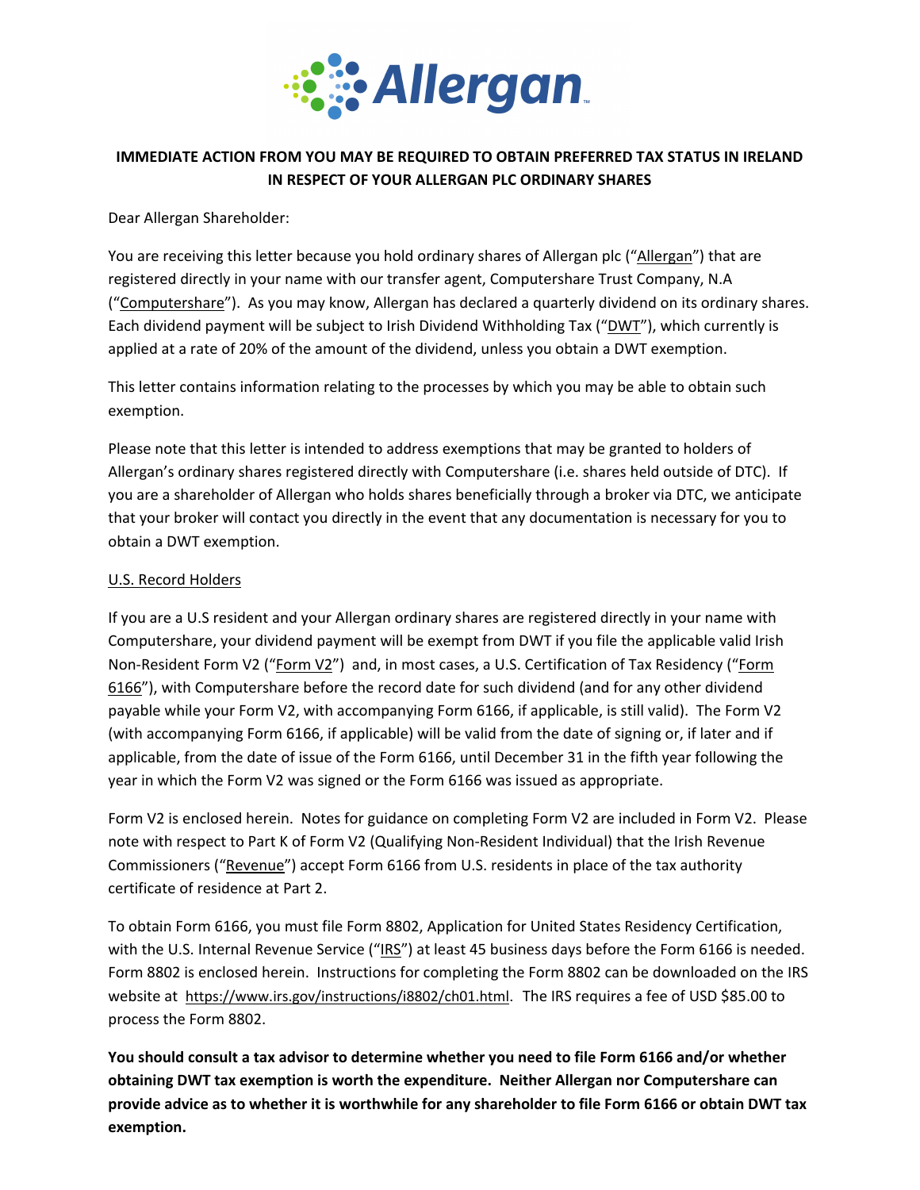**Allergan**

**IMMEDIATE ACTION FROM YOU MAY BE REQUIRED TO OBTAIN PREFERRED TAX STATUS IN IRELAND IN RESPECT OF YOUR ALLERGAN PLC ORDINARY SHARES**

Dear Allergan Shareholder:

You are receiving this letter because you hold ordinary shares of Allergan plc ("Allergan") that are registered directly in your name with our transfer agent, Computershare Trust Company, N.A ("Computershare"). As you may know, Allergan has declared a quarterly dividend on its ordinary shares. Each dividend payment will be subject to Irish Dividend Withholding Tax ("DWT"), which currently is applied at a rate of 20% of the amount of the dividend, unless you obtain a DWT exemption.

This letter contains information relating to the processes by which you may be able to obtain such exemption.

Please note that this letter is intended to address exemptions that may be granted to holders of Allergan's ordinary shares registered directly with Computershare (i.e. shares held outside of DTC). If you are a shareholder of Allergan who holds shares beneficially through a broker via DTC, we anticipate that your broker will contact you directly in the event that any documentation is necessary for you to obtain a DWT exemption.

U.S. Record Holders

If you are a U.S resident and your Allergan ordinary shares are registered directly in your name with Computershare, your dividend payment will be exempt from DWT if you file the applicable valid Irish Non-Resident Form V2 ("Form V2") and, in most cases, a U.S. Certification of Tax Residency ("Form 6166"), with Computershare before the record date for such dividend (and for any other dividend payable while your Form V2, with accompanying Form 6166, if applicable, is still valid). The Form V2 (with accompanying Form 6166, if applicable) will be valid from the date of signing or, if later and if applicable, from the date of issue of the Form 6166, until December 31 in the fifth year following the year in which the Form V2 was signed or the Form 6166 was issued as appropriate.

Form V2 is enclosed herein. Notes for guidance on completing Form V2 are included in Form V2. Please note with respect to Part K of Form V2 (Qualifying Non-Resident Individual) that the Irish Revenue Commissioners ("Revenue") accept Form 6166 from U.S. residents in place of the tax authority certificate of residence at Part 2.

To obtain Form 6166, you must file Form 8802, Application for United States Residency Certification, with the U.S. Internal Revenue Service ("IRS") at least 45 business days before the Form 6166 is needed. Form 8802 is enclosed herein. Instructions for completing the Form 8802 can be downloaded on the IRS website at https://www.irs.gov/instructions/i8802/ch01.html. The IRS requires a fee of USD $85.00 to process the Form 8802.

**You should consult a tax advisor to determine whether you need to file Form 6166 and/or whether obtaining DWT tax exemption is worth the expenditure. Neither Allergan nor Computershare can provide advice as to whether it is worthwhile for any shareholder to file Form 6166 or obtain DWT tax exemption.**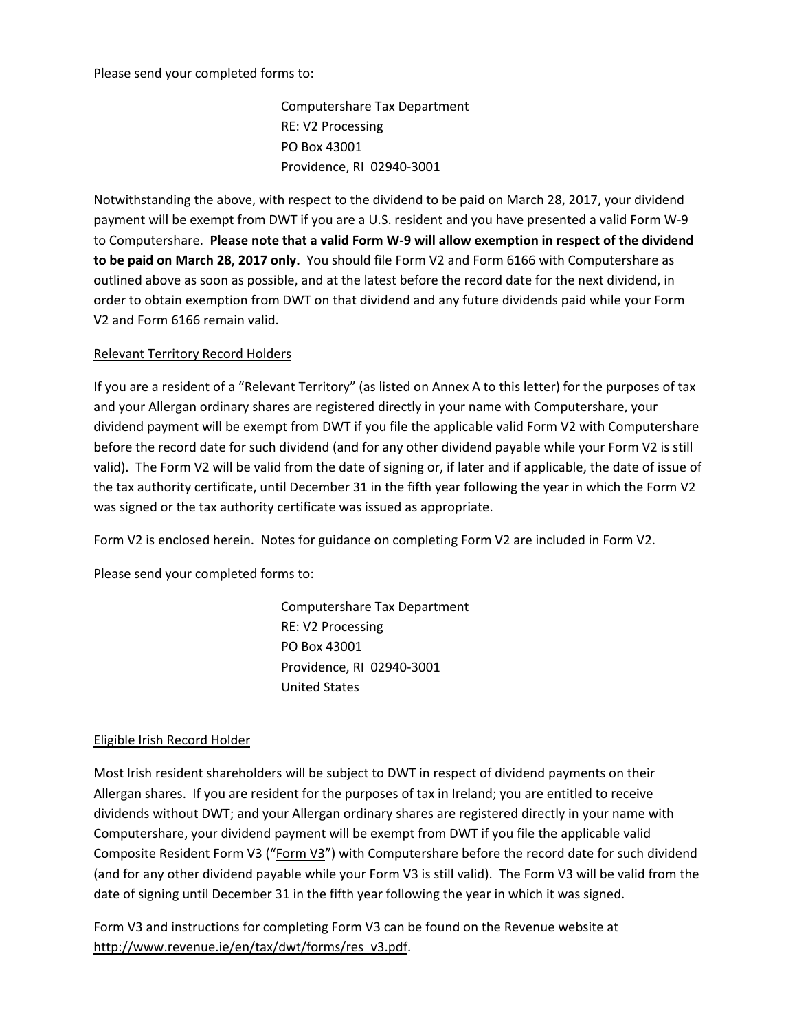Please send your completed forms to:

Computershare Tax Department  
RE: V2 Processing  
PO Box 43001  
Providence, RI 02940-3001

Notwithstanding the above, with respect to the dividend to be paid on March 28, 2017, your dividend payment will be exempt from DWT if you are a U.S. resident and you have presented a valid Form W-9 to Computershare. **Please note that a valid Form W-9 will allow exemption in respect of the dividend to be paid on March 28, 2017 only.** You should file Form V2 and Form 6166 with Computershare as outlined above as soon as possible, and at the latest before the record date for the next dividend, in order to obtain exemption from DWT on that dividend and any future dividends paid while your Form V2 and Form 6166 remain valid.

Relevant Territory Record Holders

If you are a resident of a "Relevant Territory" (as listed on Annex A to this letter) for the purposes of tax and your Allergan ordinary shares are registered directly in your name with Computershare, your dividend payment will be exempt from DWT if you file the applicable valid Form V2 with Computershare before the record date for such dividend (and for any other dividend payable while your Form V2 is still valid). The Form V2 will be valid from the date of signing or, if later and if applicable, the date of issue of the tax authority certificate, until December 31 in the fifth year following the year in which the Form V2 was signed or the tax authority certificate was issued as appropriate.

Form V2 is enclosed herein. Notes for guidance on completing Form V2 are included in Form V2.

Please send your completed forms to:

Computershare Tax Department  
RE: V2 Processing  
PO Box 43001  
Providence, RI 02940-3001  
United States

Eligible Irish Record Holder

Most Irish resident shareholders will be subject to DWT in respect of dividend payments on their Allergan shares. If you are resident for the purposes of tax in Ireland; you are entitled to receive dividends without DWT; and your Allergan ordinary shares are registered directly in your name with Computershare, your dividend payment will be exempt from DWT if you file the applicable valid Composite Resident Form V3 ("Form V3") with Computershare before the record date for such dividend (and for any other dividend payable while your Form V3 is still valid). The Form V3 will be valid from the date of signing until December 31 in the fifth year following the year in which it was signed.

Form V3 and instructions for completing Form V3 can be found on the Revenue website at http://www.revenue.ie/en/tax/dwt/forms/res_v3.pdf.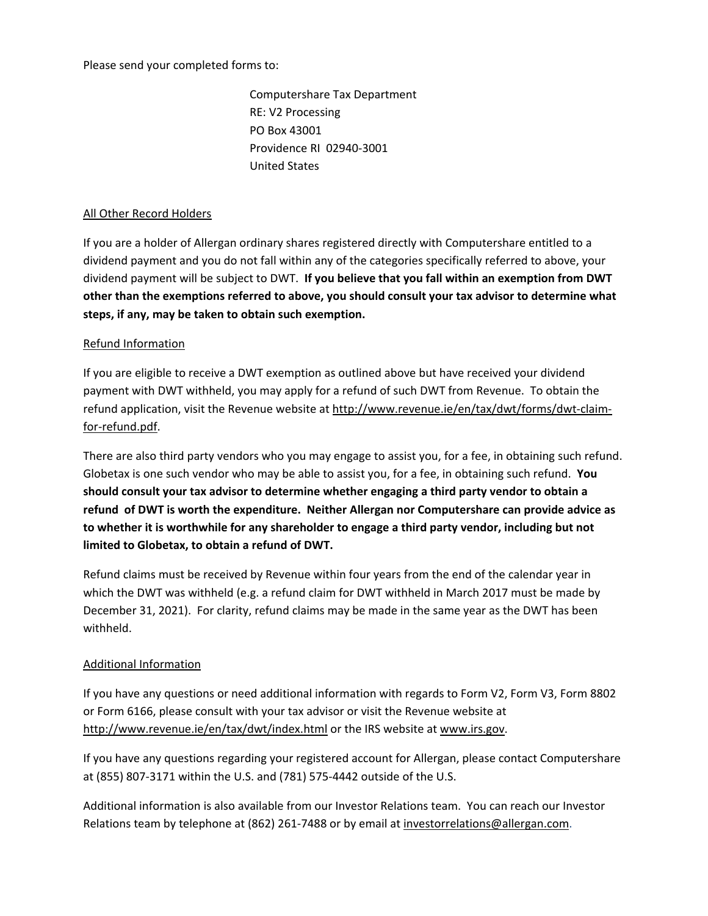Please send your completed forms to:

Computershare Tax Department
RE: V2 Processing
PO Box 43001
Providence RI 02940-3001
United States

## All Other Record Holders

If you are a holder of Allergan ordinary shares registered directly with Computershare entitled to a dividend payment and you do not fall within any of the categories specifically referred to above, your dividend payment will be subject to DWT. **If you believe that you fall within an exemption from DWT other than the exemptions referred to above, you should consult your tax advisor to determine what steps, if any, may be taken to obtain such exemption.**

## Refund Information

If you are eligible to receive a DWT exemption as outlined above but have received your dividend payment with DWT withheld, you may apply for a refund of such DWT from Revenue. To obtain the refund application, visit the Revenue website at http://www.revenue.ie/en/tax/dwt/forms/dwt-claim-for-refund.pdf.

There are also third party vendors who you may engage to assist you, for a fee, in obtaining such refund. Globetax is one such vendor who may be able to assist you, for a fee, in obtaining such refund. **You should consult your tax advisor to determine whether engaging a third party vendor to obtain a refund of DWT is worth the expenditure. Neither Allergan nor Computershare can provide advice as to whether it is worthwhile for any shareholder to engage a third party vendor, including but not limited to Globetax, to obtain a refund of DWT.**

Refund claims must be received by Revenue within four years from the end of the calendar year in which the DWT was withheld (e.g. a refund claim for DWT withheld in March 2017 must be made by December 31, 2021). For clarity, refund claims may be made in the same year as the DWT has been withheld.

## Additional Information

If you have any questions or need additional information with regards to Form V2, Form V3, Form 8802 or Form 6166, please consult with your tax advisor or visit the Revenue website at http://www.revenue.ie/en/tax/dwt/index.html or the IRS website at www.irs.gov.

If you have any questions regarding your registered account for Allergan, please contact Computershare at (855) 807-3171 within the U.S. and (781) 575-4442 outside of the U.S.

Additional information is also available from our Investor Relations team. You can reach our Investor Relations team by telephone at (862) 261-7488 or by email at investorrelations@allergan.com.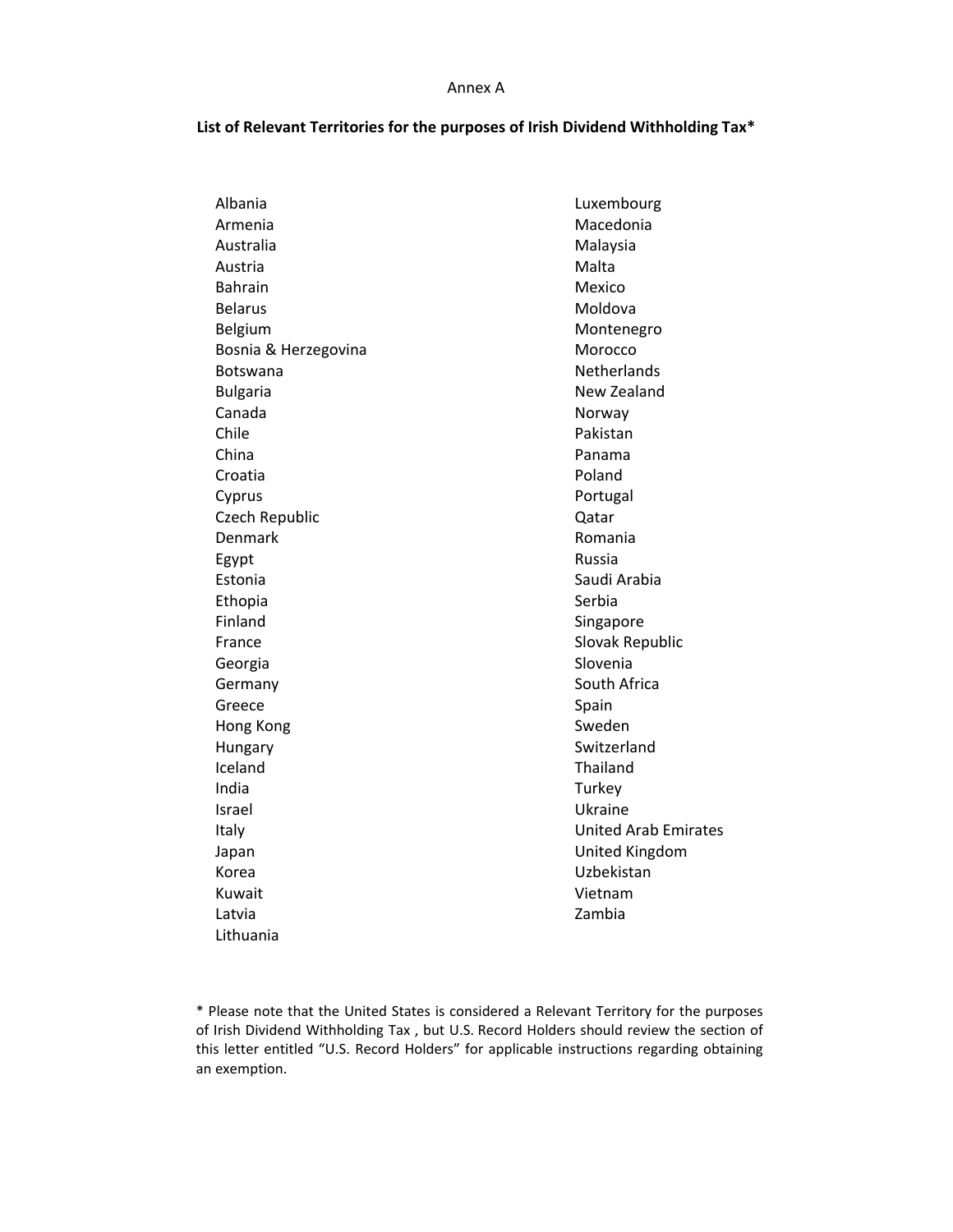Annex A

**List of Relevant Territories for the purposes of Irish Dividend Withholding Tax***

- Albania
- Armenia
- Australia
- Austria
- Bahrain
- Belarus
- Belgium
- Bosnia & Herzegovina
- Botswana
- Bulgaria
- Canada
- Chile
- China
- Croatia
- Cyprus
- Czech Republic
- Denmark
- Egypt
- Estonia
- Ethopia
- Finland
- France
- Georgia
- Germany
- Greece
- Hong Kong
- Hungary
- Iceland
- India
- Israel
- Italy
- Japan
- Korea
- Kuwait
- Latvia
- Lithuania
- Luxembourg
- Macedonia
- Malaysia
- Malta
- Mexico
- Moldova
- Montenegro
- Morocco
- Netherlands
- New Zealand
- Norway
- Pakistan
- Panama
- Poland
- Portugal
- Qatar
- Romania
- Russia
- Saudi Arabia
- Serbia
- Singapore
- Slovak Republic
- Slovenia
- South Africa
- Spain
- Sweden
- Switzerland
- Thailand
- Turkey
- Ukraine
- United Arab Emirates
- United Kingdom
- Uzbekistan
- Vietnam
- Zambia

* Please note that the United States is considered a Relevant Territory for the purposes of Irish Dividend Withholding Tax , but U.S. Record Holders should review the section of this letter entitled "U.S. Record Holders" for applicable instructions regarding obtaining an exemption.